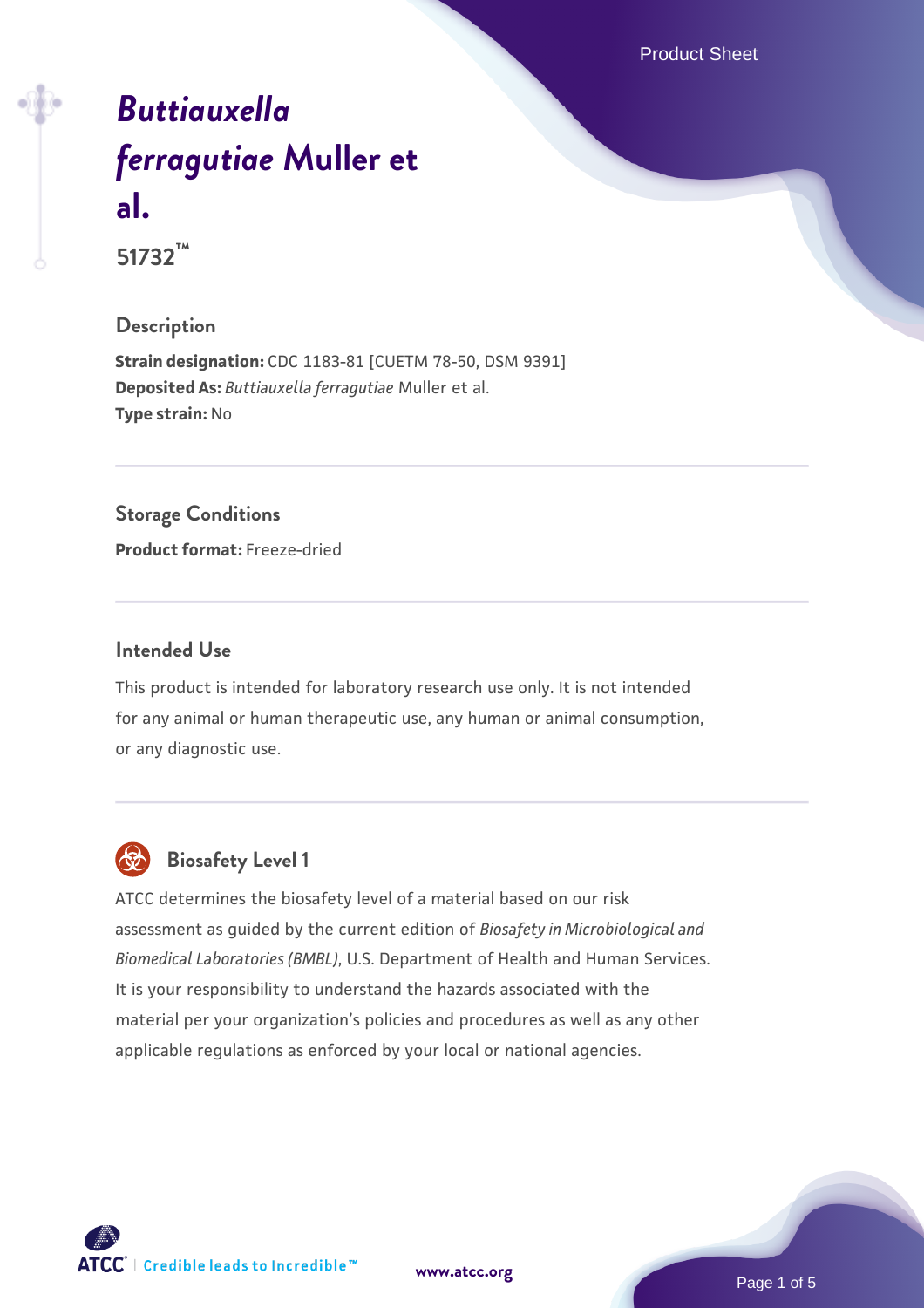# *Buttiauxella ferragutiae* Muller et al.

**51732™**

## Description

**Strain designation:** CDC 1183-81 [CUETM 78-50, DSM 9391]
**Deposited As:** *Buttiauxella ferragutiae* Muller et al.
**Type strain:** No

## Storage Conditions

**Product format:** Freeze-dried

## Intended Use

This product is intended for laboratory research use only. It is not intended for any animal or human therapeutic use, any human or animal consumption, or any diagnostic use.

## Biosafety Level 1

ATCC determines the biosafety level of a material based on our risk assessment as guided by the current edition of *Biosafety in Microbiological and Biomedical Laboratories (BMBL)*, U.S. Department of Health and Human Services. It is your responsibility to understand the hazards associated with the material per your organization's policies and procedures as well as any other applicable regulations as enforced by your local or national agencies.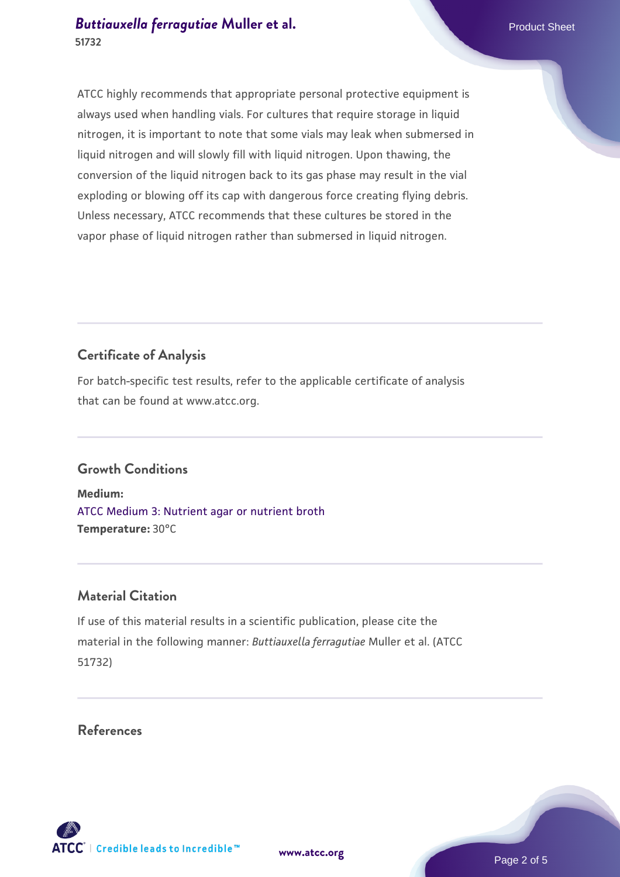ATCC highly recommends that appropriate personal protective equipment is always used when handling vials. For cultures that require storage in liquid nitrogen, it is important to note that some vials may leak when submersed in liquid nitrogen and will slowly fill with liquid nitrogen. Upon thawing, the conversion of the liquid nitrogen back to its gas phase may result in the vial exploding or blowing off its cap with dangerous force creating flying debris. Unless necessary, ATCC recommends that these cultures be stored in the vapor phase of liquid nitrogen rather than submersed in liquid nitrogen.

## Certificate of Analysis

For batch-specific test results, refer to the applicable certificate of analysis that can be found at www.atcc.org.

## Growth Conditions

**Medium:**
ATCC Medium 3: Nutrient agar or nutrient broth
**Temperature:** 30°C

## Material Citation

If use of this material results in a scientific publication, please cite the material in the following manner: *Buttiauxella ferragutiae* Muller et al. (ATCC 51732)

## References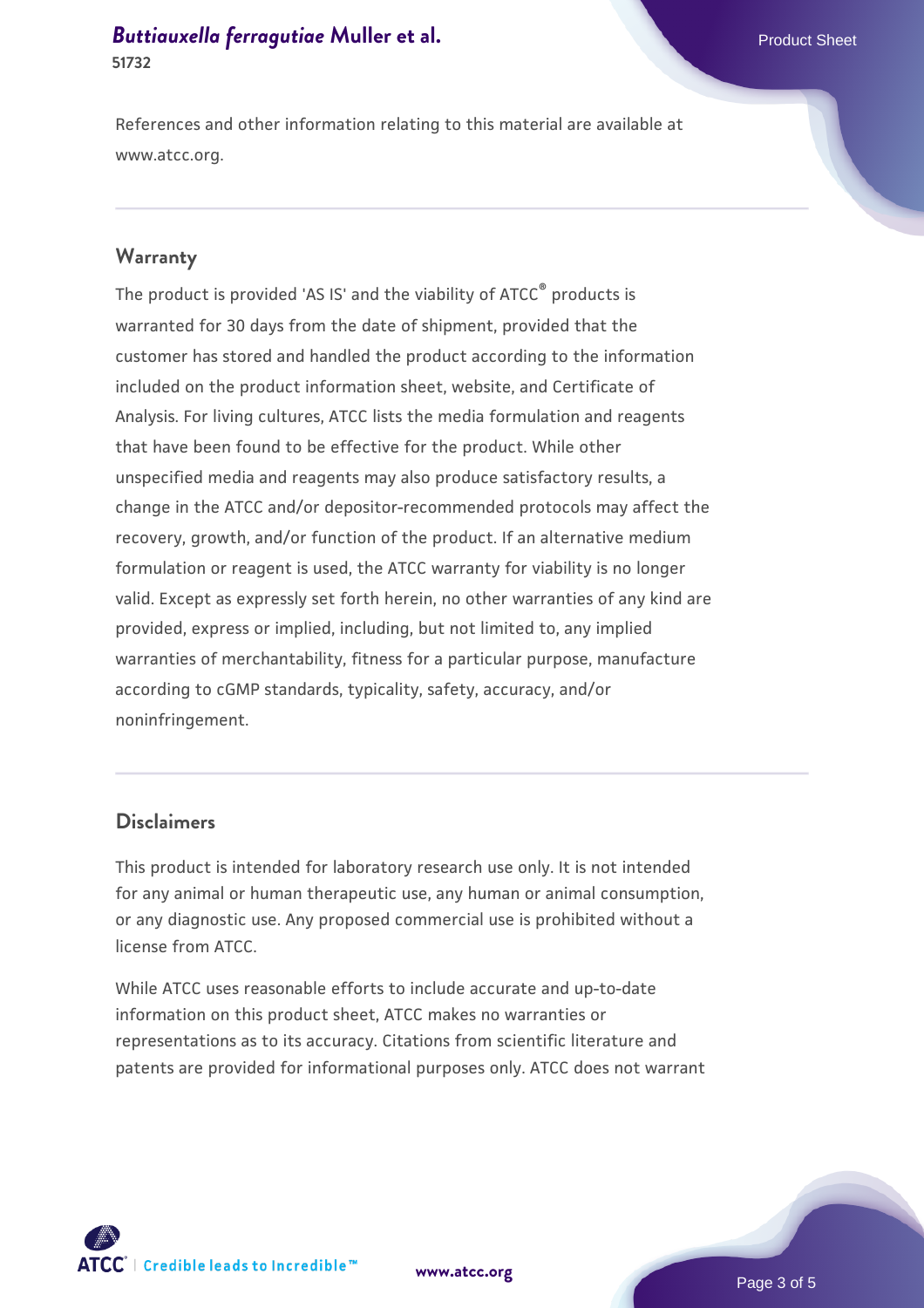References and other information relating to this material are available at www.atcc.org.

## Warranty

The product is provided 'AS IS' and the viability of ATCC® products is warranted for 30 days from the date of shipment, provided that the customer has stored and handled the product according to the information included on the product information sheet, website, and Certificate of Analysis. For living cultures, ATCC lists the media formulation and reagents that have been found to be effective for the product. While other unspecified media and reagents may also produce satisfactory results, a change in the ATCC and/or depositor-recommended protocols may affect the recovery, growth, and/or function of the product. If an alternative medium formulation or reagent is used, the ATCC warranty for viability is no longer valid. Except as expressly set forth herein, no other warranties of any kind are provided, express or implied, including, but not limited to, any implied warranties of merchantability, fitness for a particular purpose, manufacture according to cGMP standards, typicality, safety, accuracy, and/or noninfringement.

## Disclaimers

This product is intended for laboratory research use only. It is not intended for any animal or human therapeutic use, any human or animal consumption, or any diagnostic use. Any proposed commercial use is prohibited without a license from ATCC.

While ATCC uses reasonable efforts to include accurate and up-to-date information on this product sheet, ATCC makes no warranties or representations as to its accuracy. Citations from scientific literature and patents are provided for informational purposes only. ATCC does not warrant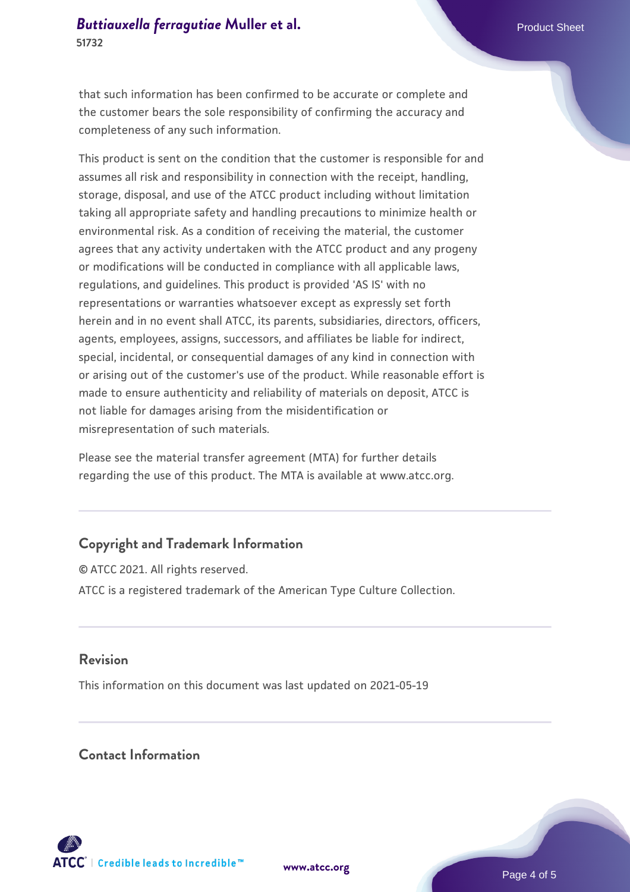that such information has been confirmed to be accurate or complete and the customer bears the sole responsibility of confirming the accuracy and completeness of any such information.

This product is sent on the condition that the customer is responsible for and assumes all risk and responsibility in connection with the receipt, handling, storage, disposal, and use of the ATCC product including without limitation taking all appropriate safety and handling precautions to minimize health or environmental risk. As a condition of receiving the material, the customer agrees that any activity undertaken with the ATCC product and any progeny or modifications will be conducted in compliance with all applicable laws, regulations, and guidelines. This product is provided 'AS IS' with no representations or warranties whatsoever except as expressly set forth herein and in no event shall ATCC, its parents, subsidiaries, directors, officers, agents, employees, assigns, successors, and affiliates be liable for indirect, special, incidental, or consequential damages of any kind in connection with or arising out of the customer's use of the product. While reasonable effort is made to ensure authenticity and reliability of materials on deposit, ATCC is not liable for damages arising from the misidentification or misrepresentation of such materials.

Please see the material transfer agreement (MTA) for further details regarding the use of this product. The MTA is available at www.atcc.org.

## Copyright and Trademark Information

© ATCC 2021. All rights reserved.

ATCC is a registered trademark of the American Type Culture Collection.

## Revision

This information on this document was last updated on 2021-05-19

## Contact Information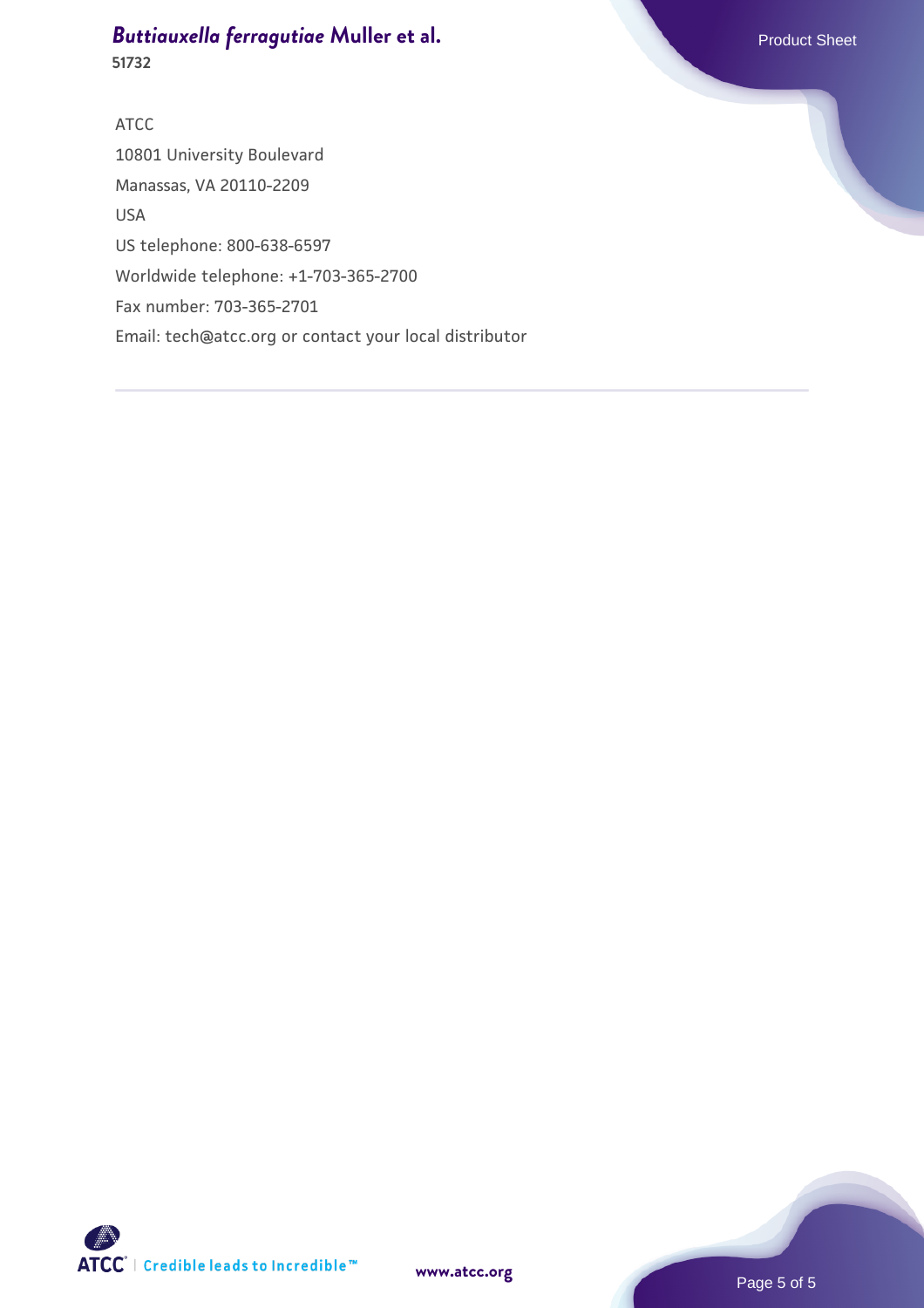ATCC

10801 University Boulevard

Manassas, VA 20110-2209

USA

US telephone: 800-638-6597

Worldwide telephone: +1-703-365-2700

Fax number: 703-365-2701

Email: tech@atcc.org or contact your local distributor